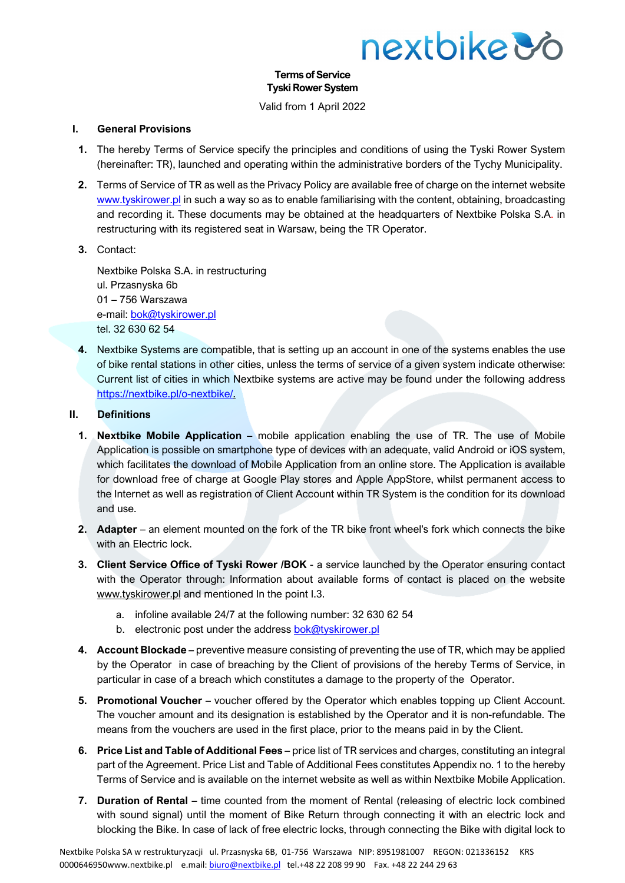**Terms of Service**
**Tyski Rower System**

Valid from 1 April 2022

## I. General Provisions

1. The hereby Terms of Service specify the principles and conditions of using the Tyski Rower System (hereinafter: TR), launched and operating within the administrative borders of the Tychy Municipality.
2. Terms of Service of TR as well as the Privacy Policy are available free of charge on the internet website www.tyskirower.pl in such a way so as to enable familiarising with the content, obtaining, broadcasting and recording it. These documents may be obtained at the headquarters of Nextbike Polska S.A. in restructuring with its registered seat in Warsaw, being the TR Operator.
3. Contact:

   Nextbike Polska S.A. in restructuring
   ul. Przasnyska 6b
   01 – 756 Warszawa
   e-mail: bok@tyskirower.pl
   tel. 32 630 62 54

4. Nextbike Systems are compatible, that is setting up an account in one of the systems enables the use of bike rental stations in other cities, unless the terms of service of a given system indicate otherwise: Current list of cities in which Nextbike systems are active may be found under the following address https://nextbike.pl/o-nextbike/.

## II. Definitions

1. **Nextbike Mobile Application** – mobile application enabling the use of TR. The use of Mobile Application is possible on smartphone type of devices with an adequate, valid Android or iOS system, which facilitates the download of Mobile Application from an online store. The Application is available for download free of charge at Google Play stores and Apple AppStore, whilst permanent access to the Internet as well as registration of Client Account within TR System is the condition for its download and use.
2. **Adapter** – an element mounted on the fork of the TR bike front wheel's fork which connects the bike with an Electric lock.
3. **Client Service Office of Tyski Rower /BOK** - a service launched by the Operator ensuring contact with the Operator through: Information about available forms of contact is placed on the website www.tyskirower.pl and mentioned In the point I.3.
   a. infoline available 24/7 at the following number: 32 630 62 54
   b. electronic post under the address bok@tyskirower.pl
4. **Account Blockade –** preventive measure consisting of preventing the use of TR, which may be applied by the Operator in case of breaching by the Client of provisions of the hereby Terms of Service, in particular in case of a breach which constitutes a damage to the property of the Operator.
5. **Promotional Voucher** – voucher offered by the Operator which enables topping up Client Account. The voucher amount and its designation is established by the Operator and it is non-refundable. The means from the vouchers are used in the first place, prior to the means paid in by the Client.
6. **Price List and Table of Additional Fees** – price list of TR services and charges, constituting an integral part of the Agreement. Price List and Table of Additional Fees constitutes Appendix no. 1 to the hereby Terms of Service and is available on the internet website as well as within Nextbike Mobile Application.
7. **Duration of Rental** – time counted from the moment of Rental (releasing of electric lock combined with sound signal) until the moment of Bike Return through connecting it with an electric lock and blocking the Bike. In case of lack of free electric locks, through connecting the Bike with digital lock to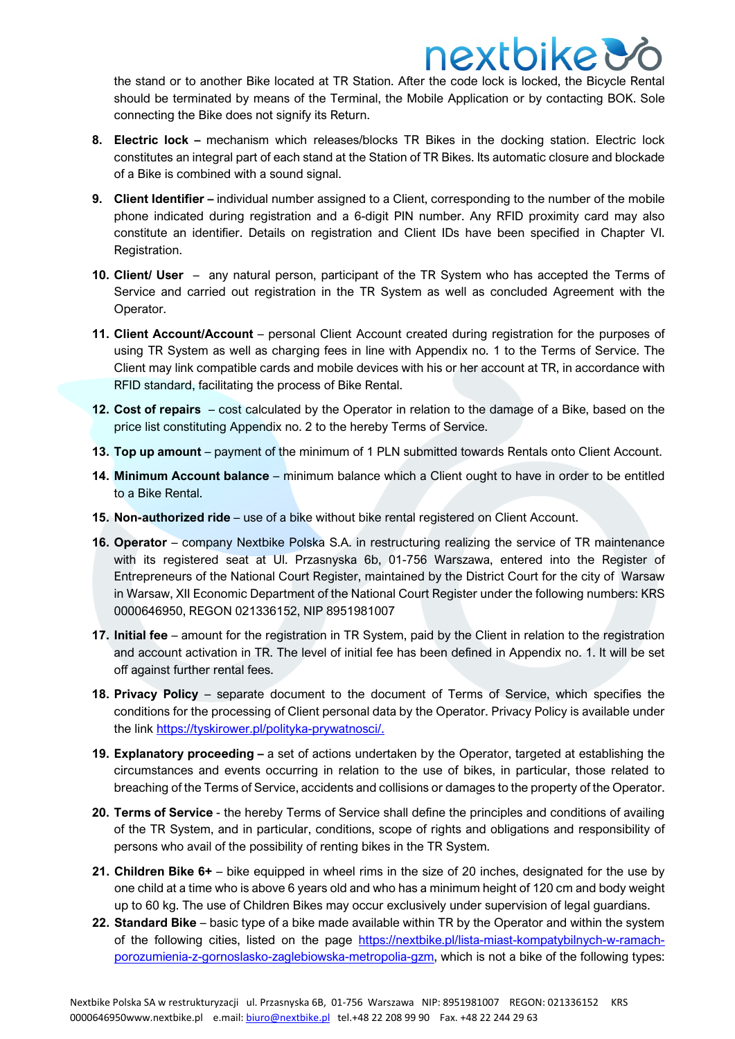the stand or to another Bike located at TR Station. After the code lock is locked, the Bicycle Rental should be terminated by means of the Terminal, the Mobile Application or by contacting BOK. Sole connecting the Bike does not signify its Return.

8. **Electric lock –** mechanism which releases/blocks TR Bikes in the docking station. Electric lock constitutes an integral part of each stand at the Station of TR Bikes. Its automatic closure and blockade of a Bike is combined with a sound signal.
9. **Client Identifier –** individual number assigned to a Client, corresponding to the number of the mobile phone indicated during registration and a 6-digit PIN number. Any RFID proximity card may also constitute an identifier. Details on registration and Client IDs have been specified in Chapter VI. Registration.
10. **Client/ User** – any natural person, participant of the TR System who has accepted the Terms of Service and carried out registration in the TR System as well as concluded Agreement with the Operator.
11. **Client Account/Account** – personal Client Account created during registration for the purposes of using TR System as well as charging fees in line with Appendix no. 1 to the Terms of Service. The Client may link compatible cards and mobile devices with his or her account at TR, in accordance with RFID standard, facilitating the process of Bike Rental.
12. **Cost of repairs** – cost calculated by the Operator in relation to the damage of a Bike, based on the price list constituting Appendix no. 2 to the hereby Terms of Service.
13. **Top up amount** – payment of the minimum of 1 PLN submitted towards Rentals onto Client Account.
14. **Minimum Account balance** – minimum balance which a Client ought to have in order to be entitled to a Bike Rental.
15. **Non-authorized ride** – use of a bike without bike rental registered on Client Account.
16. **Operator** – company Nextbike Polska S.A. in restructuring realizing the service of TR maintenance with its registered seat at Ul. Przasnyska 6b, 01-756 Warszawa, entered into the Register of Entrepreneurs of the National Court Register, maintained by the District Court for the city of Warsaw in Warsaw, XII Economic Department of the National Court Register under the following numbers: KRS 0000646950, REGON 021336152, NIP 8951981007
17. **Initial fee** – amount for the registration in TR System, paid by the Client in relation to the registration and account activation in TR. The level of initial fee has been defined in Appendix no. 1. It will be set off against further rental fees.
18. **Privacy Policy** – separate document to the document of Terms of Service, which specifies the conditions for the processing of Client personal data by the Operator. Privacy Policy is available under the link https://tyskirower.pl/polityka-prywatnosci/.
19. **Explanatory proceeding –** a set of actions undertaken by the Operator, targeted at establishing the circumstances and events occurring in relation to the use of bikes, in particular, those related to breaching of the Terms of Service, accidents and collisions or damages to the property of the Operator.
20. **Terms of Service** - the hereby Terms of Service shall define the principles and conditions of availing of the TR System, and in particular, conditions, scope of rights and obligations and responsibility of persons who avail of the possibility of renting bikes in the TR System.
21. **Children Bike 6+** – bike equipped in wheel rims in the size of 20 inches, designated for the use by one child at a time who is above 6 years old and who has a minimum height of 120 cm and body weight up to 60 kg. The use of Children Bikes may occur exclusively under supervision of legal guardians.
22. **Standard Bike** – basic type of a bike made available within TR by the Operator and within the system of the following cities, listed on the page https://nextbike.pl/lista-miast-kompatybilnych-w-ramach-porozumienia-z-gornoslasko-zaglebiowska-metropolia-gzm, which is not a bike of the following types: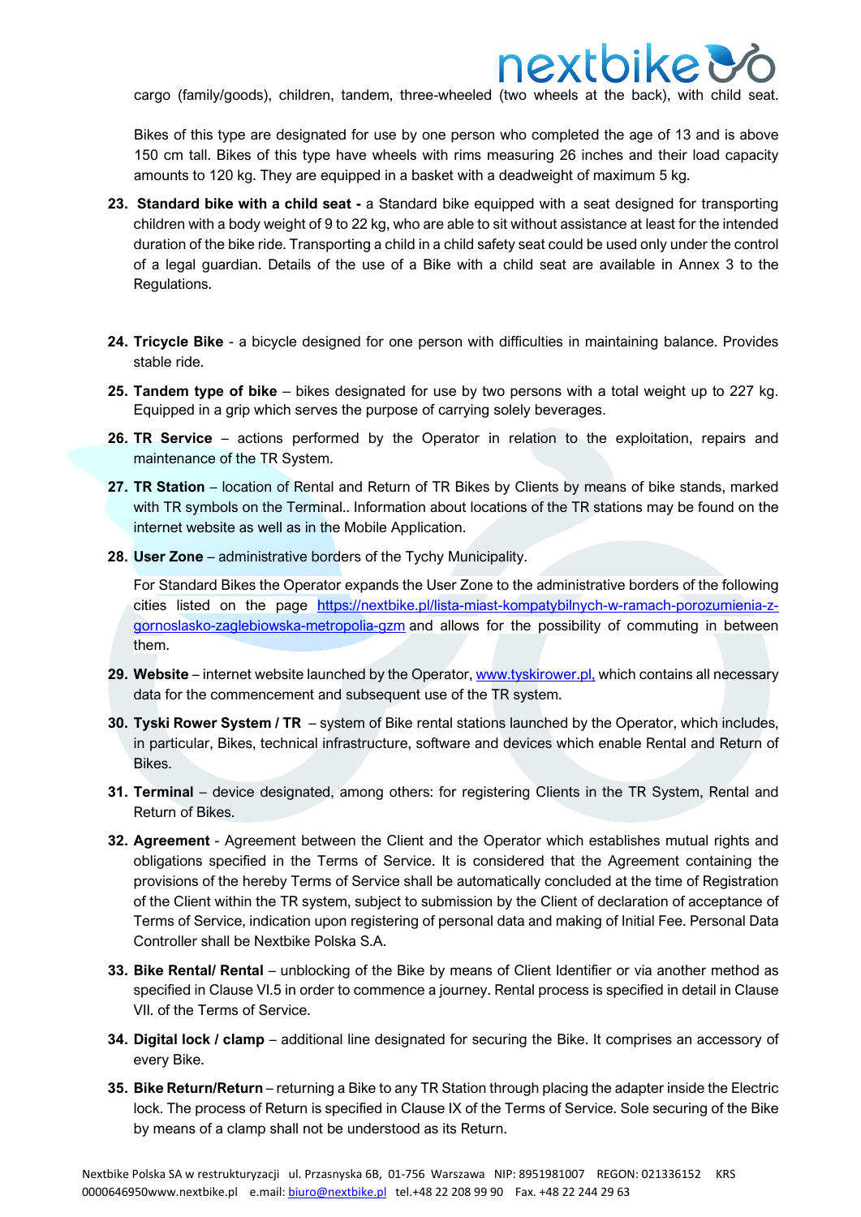cargo (family/goods), children, tandem, three-wheeled (two wheels at the back), with child seat.

Bikes of this type are designated for use by one person who completed the age of 13 and is above 150 cm tall. Bikes of this type have wheels with rims measuring 26 inches and their load capacity amounts to 120 kg. They are equipped in a basket with a deadweight of maximum 5 kg.

23. **Standard bike with a child seat -** a Standard bike equipped with a seat designed for transporting children with a body weight of 9 to 22 kg, who are able to sit without assistance at least for the intended duration of the bike ride. Transporting a child in a child safety seat could be used only under the control of a legal guardian. Details of the use of a Bike with a child seat are available in Annex 3 to the Regulations.

24. **Tricycle Bike** - a bicycle designed for one person with difficulties in maintaining balance. Provides stable ride.

25. **Tandem type of bike** – bikes designated for use by two persons with a total weight up to 227 kg. Equipped in a grip which serves the purpose of carrying solely beverages.

26. **TR Service** – actions performed by the Operator in relation to the exploitation, repairs and maintenance of the TR System.

27. **TR Station** – location of Rental and Return of TR Bikes by Clients by means of bike stands, marked with TR symbols on the Terminal.. Information about locations of the TR stations may be found on the internet website as well as in the Mobile Application.

28. **User Zone** – administrative borders of the Tychy Municipality.

    For Standard Bikes the Operator expands the User Zone to the administrative borders of the following cities listed on the page https://nextbike.pl/lista-miast-kompatybilnych-w-ramach-porozumienia-z-gornoslasko-zaglebiowska-metropolia-gzm and allows for the possibility of commuting in between them.

29. **Website** – internet website launched by the Operator, www.tyskirower.pl, which contains all necessary data for the commencement and subsequent use of the TR system.

30. **Tyski Rower System / TR** – system of Bike rental stations launched by the Operator, which includes, in particular, Bikes, technical infrastructure, software and devices which enable Rental and Return of Bikes.

31. **Terminal** – device designated, among others: for registering Clients in the TR System, Rental and Return of Bikes.

32. **Agreement** - Agreement between the Client and the Operator which establishes mutual rights and obligations specified in the Terms of Service. It is considered that the Agreement containing the provisions of the hereby Terms of Service shall be automatically concluded at the time of Registration of the Client within the TR system, subject to submission by the Client of declaration of acceptance of Terms of Service, indication upon registering of personal data and making of Initial Fee. Personal Data Controller shall be Nextbike Polska S.A.

33. **Bike Rental/ Rental** – unblocking of the Bike by means of Client Identifier or via another method as specified in Clause VI.5 in order to commence a journey. Rental process is specified in detail in Clause VII. of the Terms of Service.

34. **Digital lock / clamp** – additional line designated for securing the Bike. It comprises an accessory of every Bike.

35. **Bike Return/Return** – returning a Bike to any TR Station through placing the adapter inside the Electric lock. The process of Return is specified in Clause IX of the Terms of Service. Sole securing of the Bike by means of a clamp shall not be understood as its Return.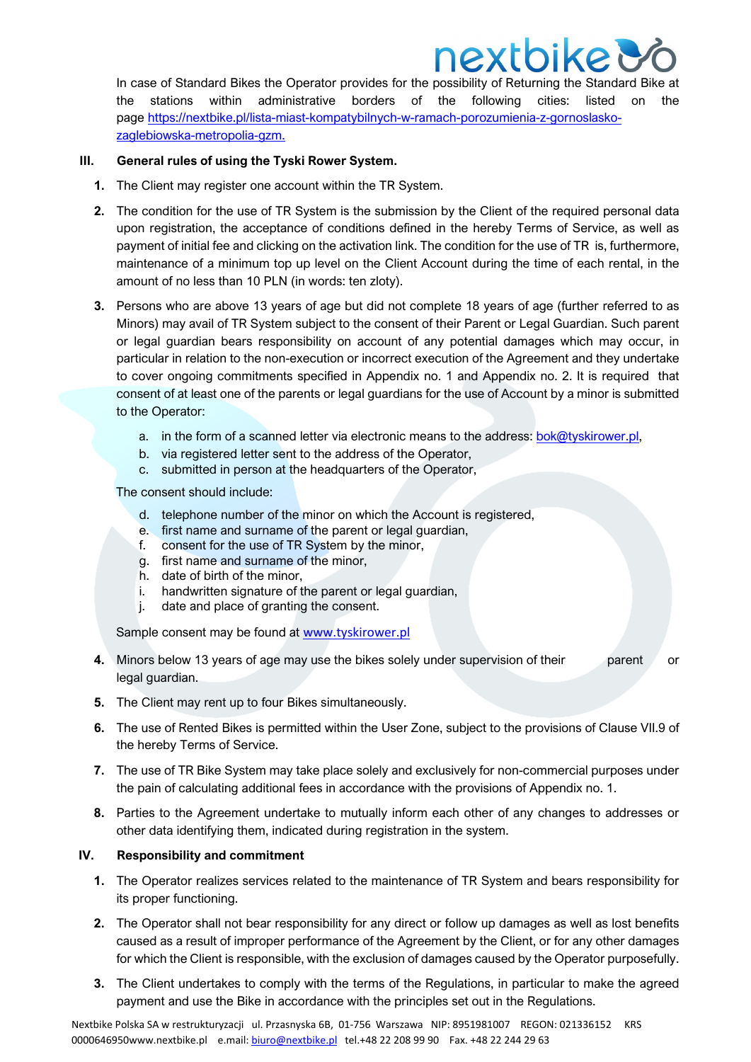In case of Standard Bikes the Operator provides for the possibility of Returning the Standard Bike at the stations within administrative borders of the following cities: listed on the page [https://nextbike.pl/lista-miast-kompatybilnych-w-ramach-porozumienia-z-gornoslasko-zaglebiowska-metropolia-gzm.](https://nextbike.pl/lista-miast-kompatybilnych-w-ramach-porozumienia-z-gornoslasko-zaglebiowska-metropolia-gzm.)

## III. General rules of using the Tyski Rower System.

1. The Client may register one account within the TR System.
2. The condition for the use of TR System is the submission by the Client of the required personal data upon registration, the acceptance of conditions defined in the hereby Terms of Service, as well as payment of initial fee and clicking on the activation link. The condition for the use of TR is, furthermore, maintenance of a minimum top up level on the Client Account during the time of each rental, in the amount of no less than 10 PLN (in words: ten zloty).
3. Persons who are above 13 years of age but did not complete 18 years of age (further referred to as Minors) may avail of TR System subject to the consent of their Parent or Legal Guardian. Such parent or legal guardian bears responsibility on account of any potential damages which may occur, in particular in relation to the non-execution or incorrect execution of the Agreement and they undertake to cover ongoing commitments specified in Appendix no. 1 and Appendix no. 2. It is required that consent of at least one of the parents or legal guardians for the use of Account by a minor is submitted to the Operator:
   a. in the form of a scanned letter via electronic means to the address: bok@tyskirower.pl,
   b. via registered letter sent to the address of the Operator,
   c. submitted in person at the headquarters of the Operator,

   The consent should include:

   d. telephone number of the minor on which the Account is registered,
   e. first name and surname of the parent or legal guardian,
   f. consent for the use of TR System by the minor,
   g. first name and surname of the minor,
   h. date of birth of the minor,
   i. handwritten signature of the parent or legal guardian,
   j. date and place of granting the consent.

   Sample consent may be found at [www.tyskirower.pl](http://www.tyskirower.pl)
4. Minors below 13 years of age may use the bikes solely under supervision of their parent or legal guardian.
5. The Client may rent up to four Bikes simultaneously.
6. The use of Rented Bikes is permitted within the User Zone, subject to the provisions of Clause VII.9 of the hereby Terms of Service.
7. The use of TR Bike System may take place solely and exclusively for non-commercial purposes under the pain of calculating additional fees in accordance with the provisions of Appendix no. 1.
8. Parties to the Agreement undertake to mutually inform each other of any changes to addresses or other data identifying them, indicated during registration in the system.

## IV. Responsibility and commitment

1. The Operator realizes services related to the maintenance of TR System and bears responsibility for its proper functioning.
2. The Operator shall not bear responsibility for any direct or follow up damages as well as lost benefits caused as a result of improper performance of the Agreement by the Client, or for any other damages for which the Client is responsible, with the exclusion of damages caused by the Operator purposefully.
3. The Client undertakes to comply with the terms of the Regulations, in particular to make the agreed payment and use the Bike in accordance with the principles set out in the Regulations.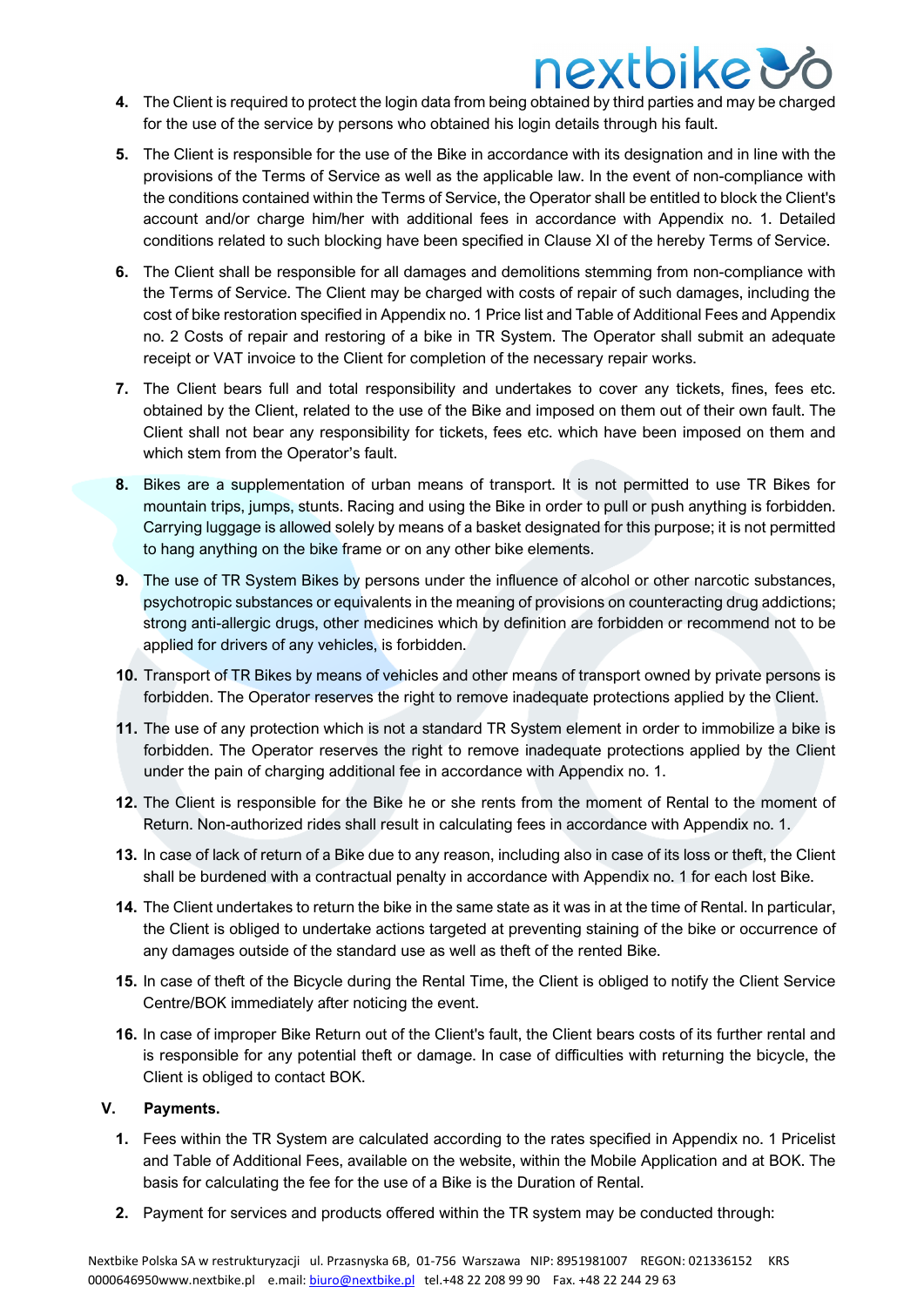4. The Client is required to protect the login data from being obtained by third parties and may be charged for the use of the service by persons who obtained his login details through his fault.

5. The Client is responsible for the use of the Bike in accordance with its designation and in line with the provisions of the Terms of Service as well as the applicable law. In the event of non-compliance with the conditions contained within the Terms of Service, the Operator shall be entitled to block the Client's account and/or charge him/her with additional fees in accordance with Appendix no. 1. Detailed conditions related to such blocking have been specified in Clause XI of the hereby Terms of Service.

6. The Client shall be responsible for all damages and demolitions stemming from non-compliance with the Terms of Service. The Client may be charged with costs of repair of such damages, including the cost of bike restoration specified in Appendix no. 1 Price list and Table of Additional Fees and Appendix no. 2 Costs of repair and restoring of a bike in TR System. The Operator shall submit an adequate receipt or VAT invoice to the Client for completion of the necessary repair works.

7. The Client bears full and total responsibility and undertakes to cover any tickets, fines, fees etc. obtained by the Client, related to the use of the Bike and imposed on them out of their own fault. The Client shall not bear any responsibility for tickets, fees etc. which have been imposed on them and which stem from the Operator's fault.

8. Bikes are a supplementation of urban means of transport. It is not permitted to use TR Bikes for mountain trips, jumps, stunts. Racing and using the Bike in order to pull or push anything is forbidden. Carrying luggage is allowed solely by means of a basket designated for this purpose; it is not permitted to hang anything on the bike frame or on any other bike elements.

9. The use of TR System Bikes by persons under the influence of alcohol or other narcotic substances, psychotropic substances or equivalents in the meaning of provisions on counteracting drug addictions; strong anti-allergic drugs, other medicines which by definition are forbidden or recommend not to be applied for drivers of any vehicles, is forbidden.

10. Transport of TR Bikes by means of vehicles and other means of transport owned by private persons is forbidden. The Operator reserves the right to remove inadequate protections applied by the Client.

11. The use of any protection which is not a standard TR System element in order to immobilize a bike is forbidden. The Operator reserves the right to remove inadequate protections applied by the Client under the pain of charging additional fee in accordance with Appendix no. 1.

12. The Client is responsible for the Bike he or she rents from the moment of Rental to the moment of Return. Non-authorized rides shall result in calculating fees in accordance with Appendix no. 1.

13. In case of lack of return of a Bike due to any reason, including also in case of its loss or theft, the Client shall be burdened with a contractual penalty in accordance with Appendix no. 1 for each lost Bike.

14. The Client undertakes to return the bike in the same state as it was in at the time of Rental. In particular, the Client is obliged to undertake actions targeted at preventing staining of the bike or occurrence of any damages outside of the standard use as well as theft of the rented Bike.

15. In case of theft of the Bicycle during the Rental Time, the Client is obliged to notify the Client Service Centre/BOK immediately after noticing the event.

16. In case of improper Bike Return out of the Client's fault, the Client bears costs of its further rental and is responsible for any potential theft or damage. In case of difficulties with returning the bicycle, the Client is obliged to contact BOK.

## V. Payments.

1. Fees within the TR System are calculated according to the rates specified in Appendix no. 1 Pricelist and Table of Additional Fees, available on the website, within the Mobile Application and at BOK. The basis for calculating the fee for the use of a Bike is the Duration of Rental.

2. Payment for services and products offered within the TR system may be conducted through: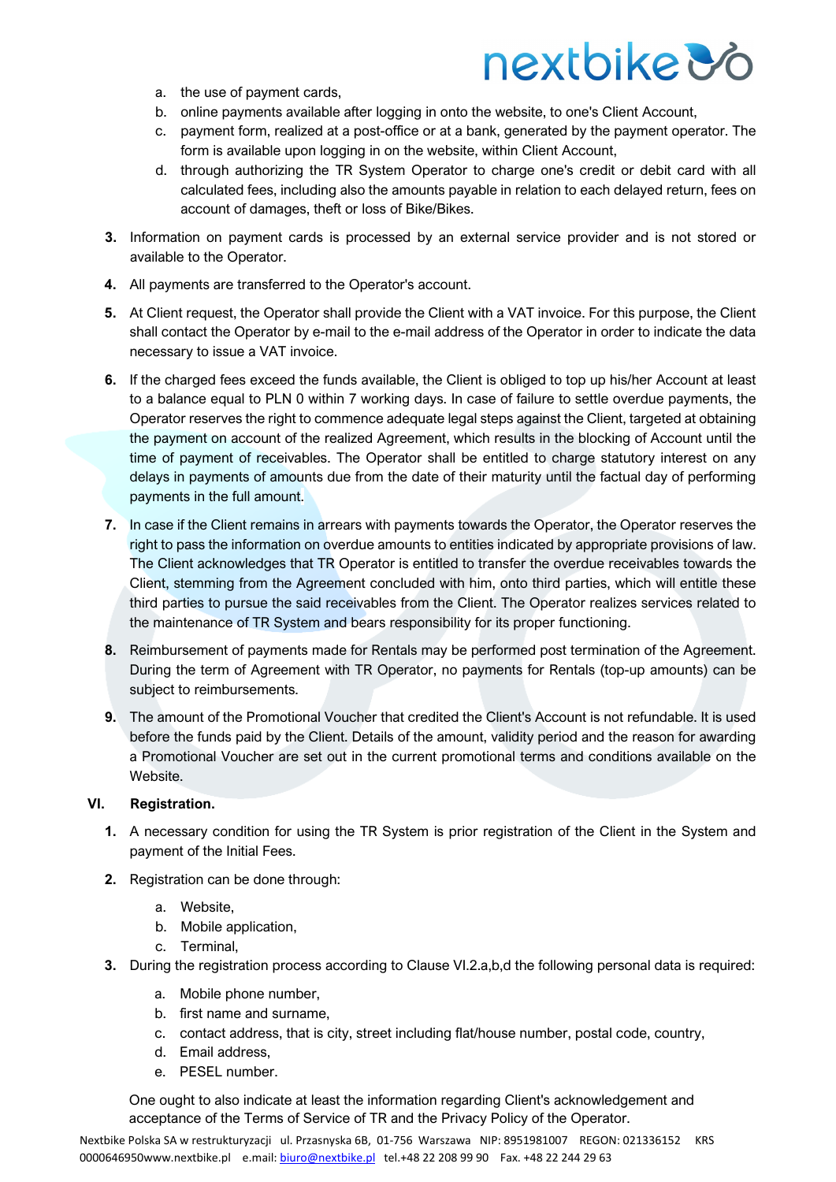a. the use of payment cards,
b. online payments available after logging in onto the website, to one's Client Account,
c. payment form, realized at a post-office or at a bank, generated by the payment operator. The form is available upon logging in on the website, within Client Account,
d. through authorizing the TR System Operator to charge one's credit or debit card with all calculated fees, including also the amounts payable in relation to each delayed return, fees on account of damages, theft or loss of Bike/Bikes.

**3.** Information on payment cards is processed by an external service provider and is not stored or available to the Operator.

**4.** All payments are transferred to the Operator's account.

**5.** At Client request, the Operator shall provide the Client with a VAT invoice. For this purpose, the Client shall contact the Operator by e-mail to the e-mail address of the Operator in order to indicate the data necessary to issue a VAT invoice.

**6.** If the charged fees exceed the funds available, the Client is obliged to top up his/her Account at least to a balance equal to PLN 0 within 7 working days. In case of failure to settle overdue payments, the Operator reserves the right to commence adequate legal steps against the Client, targeted at obtaining the payment on account of the realized Agreement, which results in the blocking of Account until the time of payment of receivables. The Operator shall be entitled to charge statutory interest on any delays in payments of amounts due from the date of their maturity until the factual day of performing payments in the full amount.

**7.** In case if the Client remains in arrears with payments towards the Operator, the Operator reserves the right to pass the information on overdue amounts to entities indicated by appropriate provisions of law. The Client acknowledges that TR Operator is entitled to transfer the overdue receivables towards the Client, stemming from the Agreement concluded with him, onto third parties, which will entitle these third parties to pursue the said receivables from the Client. The Operator realizes services related to the maintenance of TR System and bears responsibility for its proper functioning.

**8.** Reimbursement of payments made for Rentals may be performed post termination of the Agreement. During the term of Agreement with TR Operator, no payments for Rentals (top-up amounts) can be subject to reimbursements.

**9.** The amount of the Promotional Voucher that credited the Client's Account is not refundable. It is used before the funds paid by the Client. Details of the amount, validity period and the reason for awarding a Promotional Voucher are set out in the current promotional terms and conditions available on the Website.

## VI. Registration.

**1.** A necessary condition for using the TR System is prior registration of the Client in the System and payment of the Initial Fees.

**2.** Registration can be done through:

a. Website,
b. Mobile application,
c. Terminal,

**3.** During the registration process according to Clause VI.2.a,b,d the following personal data is required:

a. Mobile phone number,
b. first name and surname,
c. contact address, that is city, street including flat/house number, postal code, country,
d. Email address,
e. PESEL number.

One ought to also indicate at least the information regarding Client's acknowledgement and acceptance of the Terms of Service of TR and the Privacy Policy of the Operator.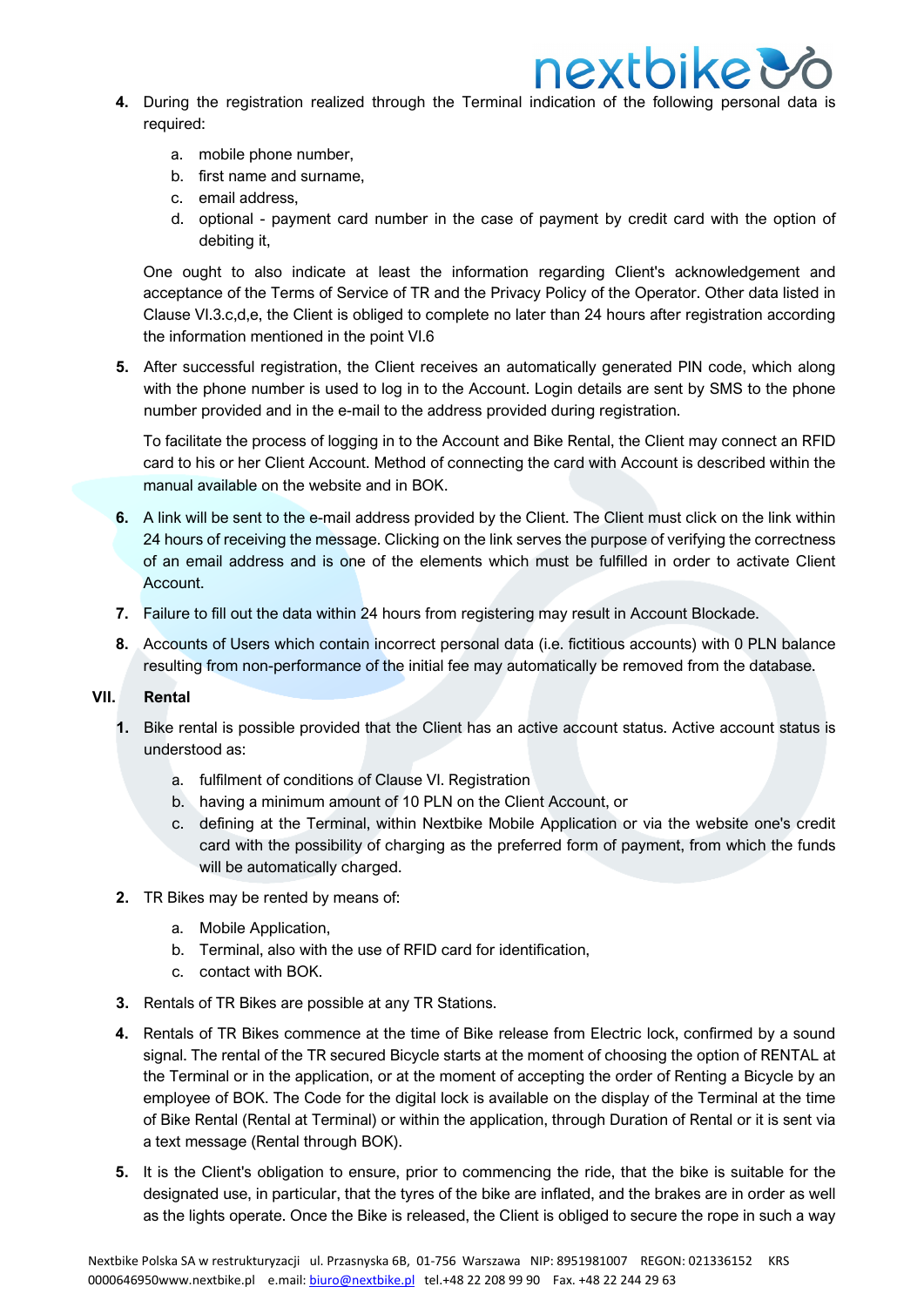4. During the registration realized through the Terminal indication of the following personal data is required:

    a. mobile phone number,
    b. first name and surname,
    c. email address,
    d. optional - payment card number in the case of payment by credit card with the option of debiting it,

    One ought to also indicate at least the information regarding Client's acknowledgement and acceptance of the Terms of Service of TR and the Privacy Policy of the Operator. Other data listed in Clause VI.3.c,d,e, the Client is obliged to complete no later than 24 hours after registration according the information mentioned in the point VI.6

5. After successful registration, the Client receives an automatically generated PIN code, which along with the phone number is used to log in to the Account. Login details are sent by SMS to the phone number provided and in the e-mail to the address provided during registration.

    To facilitate the process of logging in to the Account and Bike Rental, the Client may connect an RFID card to his or her Client Account. Method of connecting the card with Account is described within the manual available on the website and in BOK.

6. A link will be sent to the e-mail address provided by the Client. The Client must click on the link within 24 hours of receiving the message. Clicking on the link serves the purpose of verifying the correctness of an email address and is one of the elements which must be fulfilled in order to activate Client Account.

7. Failure to fill out the data within 24 hours from registering may result in Account Blockade.

8. Accounts of Users which contain incorrect personal data (i.e. fictitious accounts) with 0 PLN balance resulting from non-performance of the initial fee may automatically be removed from the database.

## VII. Rental

1. Bike rental is possible provided that the Client has an active account status. Active account status is understood as:

    a. fulfilment of conditions of Clause VI. Registration
    b. having a minimum amount of 10 PLN on the Client Account, or
    c. defining at the Terminal, within Nextbike Mobile Application or via the website one's credit card with the possibility of charging as the preferred form of payment, from which the funds will be automatically charged.

2. TR Bikes may be rented by means of:

    a. Mobile Application,
    b. Terminal, also with the use of RFID card for identification,
    c. contact with BOK.

3. Rentals of TR Bikes are possible at any TR Stations.

4. Rentals of TR Bikes commence at the time of Bike release from Electric lock, confirmed by a sound signal. The rental of the TR secured Bicycle starts at the moment of choosing the option of RENTAL at the Terminal or in the application, or at the moment of accepting the order of Renting a Bicycle by an employee of BOK. The Code for the digital lock is available on the display of the Terminal at the time of Bike Rental (Rental at Terminal) or within the application, through Duration of Rental or it is sent via a text message (Rental through BOK).

5. It is the Client's obligation to ensure, prior to commencing the ride, that the bike is suitable for the designated use, in particular, that the tyres of the bike are inflated, and the brakes are in order as well as the lights operate. Once the Bike is released, the Client is obliged to secure the rope in such a way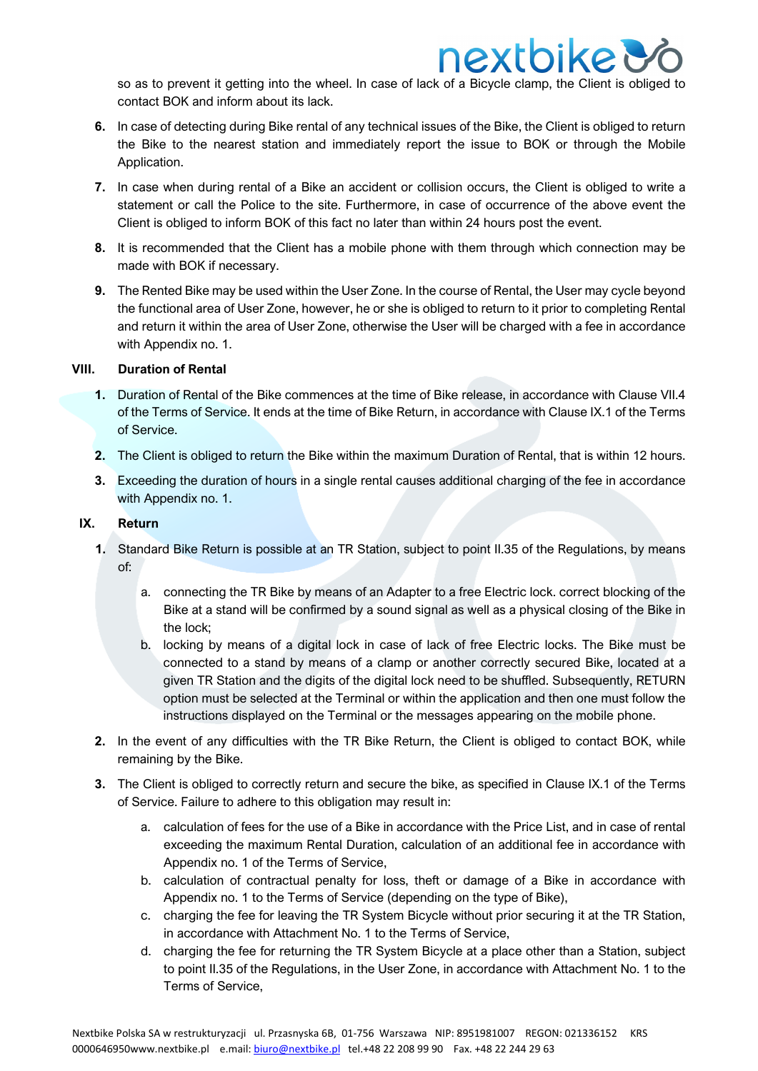so as to prevent it getting into the wheel. In case of lack of a Bicycle clamp, the Client is obliged to contact BOK and inform about its lack.

6. In case of detecting during Bike rental of any technical issues of the Bike, the Client is obliged to return the Bike to the nearest station and immediately report the issue to BOK or through the Mobile Application.
7. In case when during rental of a Bike an accident or collision occurs, the Client is obliged to write a statement or call the Police to the site. Furthermore, in case of occurrence of the above event the Client is obliged to inform BOK of this fact no later than within 24 hours post the event.
8. It is recommended that the Client has a mobile phone with them through which connection may be made with BOK if necessary.
9. The Rented Bike may be used within the User Zone. In the course of Rental, the User may cycle beyond the functional area of User Zone, however, he or she is obliged to return to it prior to completing Rental and return it within the area of User Zone, otherwise the User will be charged with a fee in accordance with Appendix no. 1.

## VIII. Duration of Rental

1. Duration of Rental of the Bike commences at the time of Bike release, in accordance with Clause VII.4 of the Terms of Service. It ends at the time of Bike Return, in accordance with Clause IX.1 of the Terms of Service.
2. The Client is obliged to return the Bike within the maximum Duration of Rental, that is within 12 hours.
3. Exceeding the duration of hours in a single rental causes additional charging of the fee in accordance with Appendix no. 1.

## IX. Return

1. Standard Bike Return is possible at an TR Station, subject to point II.35 of the Regulations, by means of:
   a. connecting the TR Bike by means of an Adapter to a free Electric lock. correct blocking of the Bike at a stand will be confirmed by a sound signal as well as a physical closing of the Bike in the lock;
   b. locking by means of a digital lock in case of lack of free Electric locks. The Bike must be connected to a stand by means of a clamp or another correctly secured Bike, located at a given TR Station and the digits of the digital lock need to be shuffled. Subsequently, RETURN option must be selected at the Terminal or within the application and then one must follow the instructions displayed on the Terminal or the messages appearing on the mobile phone.
2. In the event of any difficulties with the TR Bike Return, the Client is obliged to contact BOK, while remaining by the Bike.
3. The Client is obliged to correctly return and secure the bike, as specified in Clause IX.1 of the Terms of Service. Failure to adhere to this obligation may result in:
   a. calculation of fees for the use of a Bike in accordance with the Price List, and in case of rental exceeding the maximum Rental Duration, calculation of an additional fee in accordance with Appendix no. 1 of the Terms of Service,
   b. calculation of contractual penalty for loss, theft or damage of a Bike in accordance with Appendix no. 1 to the Terms of Service (depending on the type of Bike),
   c. charging the fee for leaving the TR System Bicycle without prior securing it at the TR Station, in accordance with Attachment No. 1 to the Terms of Service,
   d. charging the fee for returning the TR System Bicycle at a place other than a Station, subject to point II.35 of the Regulations, in the User Zone, in accordance with Attachment No. 1 to the Terms of Service,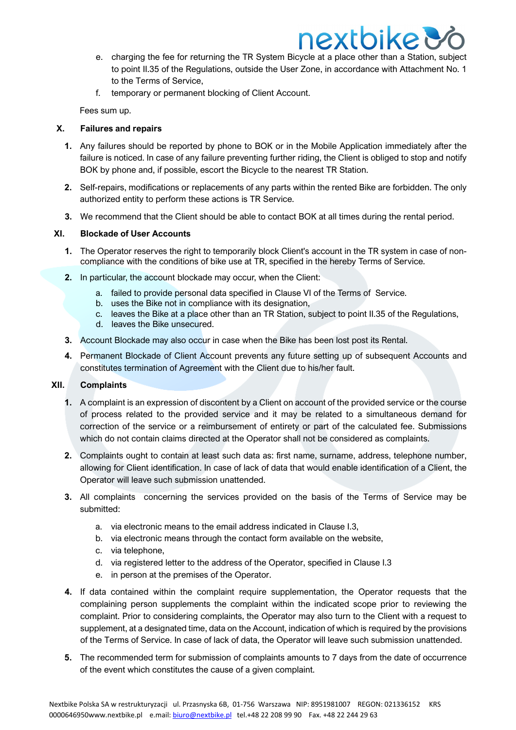e. charging the fee for returning the TR System Bicycle at a place other than a Station, subject to point II.35 of the Regulations, outside the User Zone, in accordance with Attachment No. 1 to the Terms of Service,

f. temporary or permanent blocking of Client Account.

Fees sum up.

## X. Failures and repairs

1. Any failures should be reported by phone to BOK or in the Mobile Application immediately after the failure is noticed. In case of any failure preventing further riding, the Client is obliged to stop and notify BOK by phone and, if possible, escort the Bicycle to the nearest TR Station.

2. Self-repairs, modifications or replacements of any parts within the rented Bike are forbidden. The only authorized entity to perform these actions is TR Service.

3. We recommend that the Client should be able to contact BOK at all times during the rental period.

## XI. Blockade of User Accounts

1. The Operator reserves the right to temporarily block Client's account in the TR system in case of non-compliance with the conditions of bike use at TR, specified in the hereby Terms of Service.

2. In particular, the account blockade may occur, when the Client:

   a. failed to provide personal data specified in Clause VI of the Terms of Service.
   b. uses the Bike not in compliance with its designation,
   c. leaves the Bike at a place other than an TR Station, subject to point II.35 of the Regulations,
   d. leaves the Bike unsecured.

3. Account Blockade may also occur in case when the Bike has been lost post its Rental.

4. Permanent Blockade of Client Account prevents any future setting up of subsequent Accounts and constitutes termination of Agreement with the Client due to his/her fault.

## XII. Complaints

1. A complaint is an expression of discontent by a Client on account of the provided service or the course of process related to the provided service and it may be related to a simultaneous demand for correction of the service or a reimbursement of entirety or part of the calculated fee. Submissions which do not contain claims directed at the Operator shall not be considered as complaints.

2. Complaints ought to contain at least such data as: first name, surname, address, telephone number, allowing for Client identification. In case of lack of data that would enable identification of a Client, the Operator will leave such submission unattended.

3. All complaints concerning the services provided on the basis of the Terms of Service may be submitted:

   a. via electronic means to the email address indicated in Clause I.3,
   b. via electronic means through the contact form available on the website,
   c. via telephone,
   d. via registered letter to the address of the Operator, specified in Clause I.3
   e. in person at the premises of the Operator.

4. If data contained within the complaint require supplementation, the Operator requests that the complaining person supplements the complaint within the indicated scope prior to reviewing the complaint. Prior to considering complaints, the Operator may also turn to the Client with a request to supplement, at a designated time, data on the Account, indication of which is required by the provisions of the Terms of Service. In case of lack of data, the Operator will leave such submission unattended.

5. The recommended term for submission of complaints amounts to 7 days from the date of occurrence of the event which constitutes the cause of a given complaint.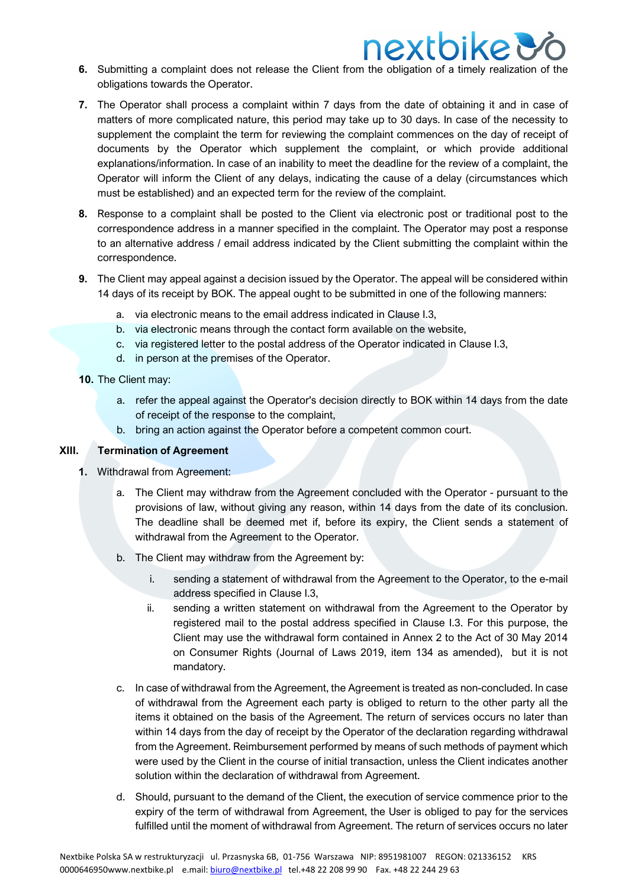6. Submitting a complaint does not release the Client from the obligation of a timely realization of the obligations towards the Operator.

7. The Operator shall process a complaint within 7 days from the date of obtaining it and in case of matters of more complicated nature, this period may take up to 30 days. In case of the necessity to supplement the complaint the term for reviewing the complaint commences on the day of receipt of documents by the Operator which supplement the complaint, or which provide additional explanations/information. In case of an inability to meet the deadline for the review of a complaint, the Operator will inform the Client of any delays, indicating the cause of a delay (circumstances which must be established) and an expected term for the review of the complaint.

8. Response to a complaint shall be posted to the Client via electronic post or traditional post to the correspondence address in a manner specified in the complaint. The Operator may post a response to an alternative address / email address indicated by the Client submitting the complaint within the correspondence.

9. The Client may appeal against a decision issued by the Operator. The appeal will be considered within 14 days of its receipt by BOK. The appeal ought to be submitted in one of the following manners:
   a. via electronic means to the email address indicated in Clause I.3,
   b. via electronic means through the contact form available on the website,
   c. via registered letter to the postal address of the Operator indicated in Clause I.3,
   d. in person at the premises of the Operator.

10. The Client may:
    a. refer the appeal against the Operator's decision directly to BOK within 14 days from the date of receipt of the response to the complaint,
    b. bring an action against the Operator before a competent common court.

## XIII. Termination of Agreement

1. Withdrawal from Agreement:
   a. The Client may withdraw from the Agreement concluded with the Operator - pursuant to the provisions of law, without giving any reason, within 14 days from the date of its conclusion. The deadline shall be deemed met if, before its expiry, the Client sends a statement of withdrawal from the Agreement to the Operator.
   b. The Client may withdraw from the Agreement by:
      i. sending a statement of withdrawal from the Agreement to the Operator, to the e-mail address specified in Clause I.3,
      ii. sending a written statement on withdrawal from the Agreement to the Operator by registered mail to the postal address specified in Clause I.3. For this purpose, the Client may use the withdrawal form contained in Annex 2 to the Act of 30 May 2014 on Consumer Rights (Journal of Laws 2019, item 134 as amended), but it is not mandatory.
   c. In case of withdrawal from the Agreement, the Agreement is treated as non-concluded. In case of withdrawal from the Agreement each party is obliged to return to the other party all the items it obtained on the basis of the Agreement. The return of services occurs no later than within 14 days from the day of receipt by the Operator of the declaration regarding withdrawal from the Agreement. Reimbursement performed by means of such methods of payment which were used by the Client in the course of initial transaction, unless the Client indicates another solution within the declaration of withdrawal from Agreement.
   d. Should, pursuant to the demand of the Client, the execution of service commence prior to the expiry of the term of withdrawal from Agreement, the User is obliged to pay for the services fulfilled until the moment of withdrawal from Agreement. The return of services occurs no later

Nextbike Polska SA w restrukturyzacji ul. Przasnyska 6B, 01-756 Warszawa NIP: 8951981007 REGON: 021336152 KRS 0000646950www.nextbike.pl e.mail: biuro@nextbike.pl tel.+48 22 208 99 90 Fax. +48 22 244 29 63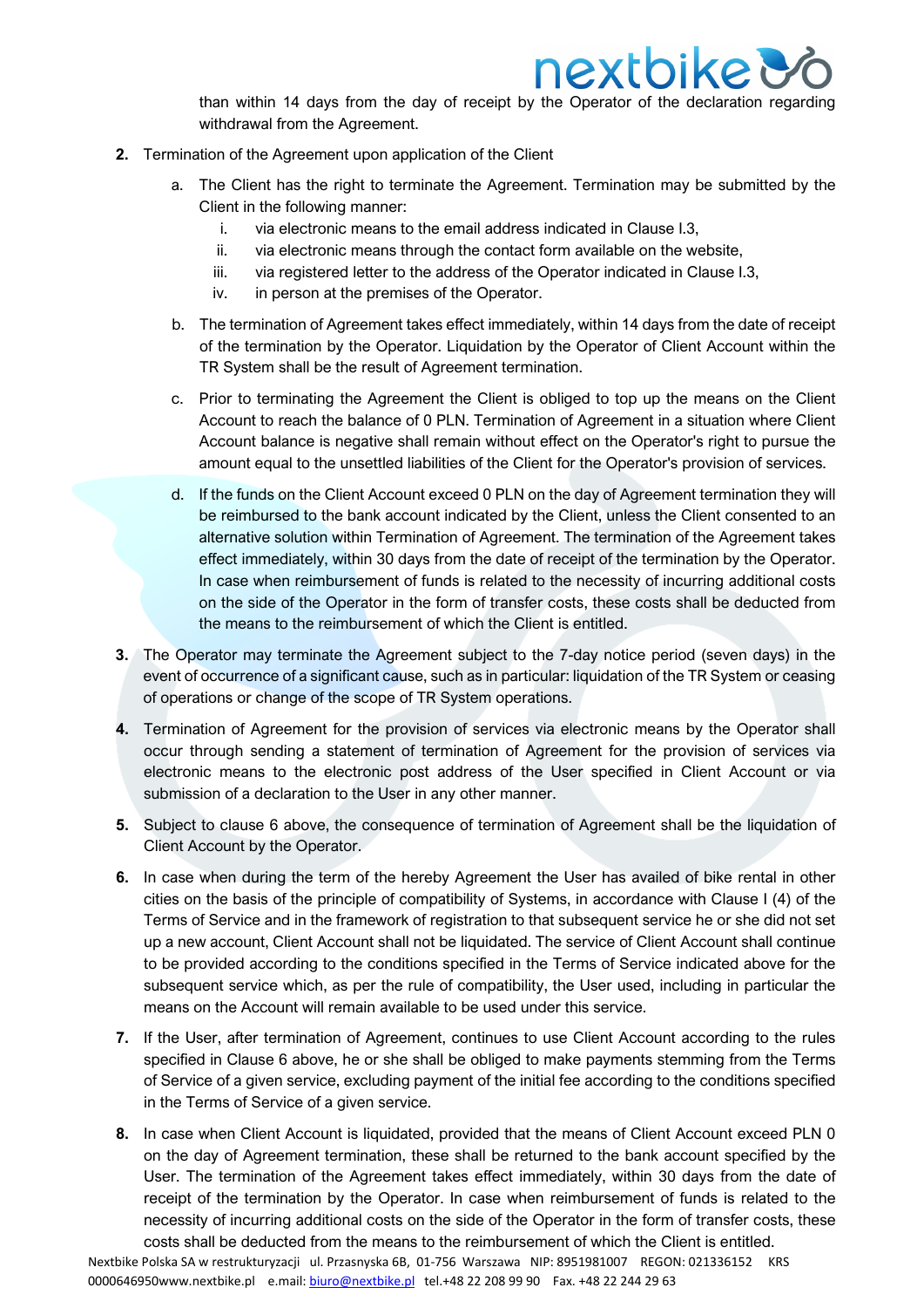than within 14 days from the day of receipt by the Operator of the declaration regarding withdrawal from the Agreement.

2. Termination of the Agreement upon application of the Client
   a. The Client has the right to terminate the Agreement. Termination may be submitted by the Client in the following manner:
      i. via electronic means to the email address indicated in Clause I.3,
      ii. via electronic means through the contact form available on the website,
      iii. via registered letter to the address of the Operator indicated in Clause I.3,
      iv. in person at the premises of the Operator.
   b. The termination of Agreement takes effect immediately, within 14 days from the date of receipt of the termination by the Operator. Liquidation by the Operator of Client Account within the TR System shall be the result of Agreement termination.
   c. Prior to terminating the Agreement the Client is obliged to top up the means on the Client Account to reach the balance of 0 PLN. Termination of Agreement in a situation where Client Account balance is negative shall remain without effect on the Operator's right to pursue the amount equal to the unsettled liabilities of the Client for the Operator's provision of services.
   d. If the funds on the Client Account exceed 0 PLN on the day of Agreement termination they will be reimbursed to the bank account indicated by the Client, unless the Client consented to an alternative solution within Termination of Agreement. The termination of the Agreement takes effect immediately, within 30 days from the date of receipt of the termination by the Operator. In case when reimbursement of funds is related to the necessity of incurring additional costs on the side of the Operator in the form of transfer costs, these costs shall be deducted from the means to the reimbursement of which the Client is entitled.
3. The Operator may terminate the Agreement subject to the 7-day notice period (seven days) in the event of occurrence of a significant cause, such as in particular: liquidation of the TR System or ceasing of operations or change of the scope of TR System operations.
4. Termination of Agreement for the provision of services via electronic means by the Operator shall occur through sending a statement of termination of Agreement for the provision of services via electronic means to the electronic post address of the User specified in Client Account or via submission of a declaration to the User in any other manner.
5. Subject to clause 6 above, the consequence of termination of Agreement shall be the liquidation of Client Account by the Operator.
6. In case when during the term of the hereby Agreement the User has availed of bike rental in other cities on the basis of the principle of compatibility of Systems, in accordance with Clause I (4) of the Terms of Service and in the framework of registration to that subsequent service he or she did not set up a new account, Client Account shall not be liquidated. The service of Client Account shall continue to be provided according to the conditions specified in the Terms of Service indicated above for the subsequent service which, as per the rule of compatibility, the User used, including in particular the means on the Account will remain available to be used under this service.
7. If the User, after termination of Agreement, continues to use Client Account according to the rules specified in Clause 6 above, he or she shall be obliged to make payments stemming from the Terms of Service of a given service, excluding payment of the initial fee according to the conditions specified in the Terms of Service of a given service.
8. In case when Client Account is liquidated, provided that the means of Client Account exceed PLN 0 on the day of Agreement termination, these shall be returned to the bank account specified by the User. The termination of the Agreement takes effect immediately, within 30 days from the date of receipt of the termination by the Operator. In case when reimbursement of funds is related to the necessity of incurring additional costs on the side of the Operator in the form of transfer costs, these costs shall be deducted from the means to the reimbursement of which the Client is entitled.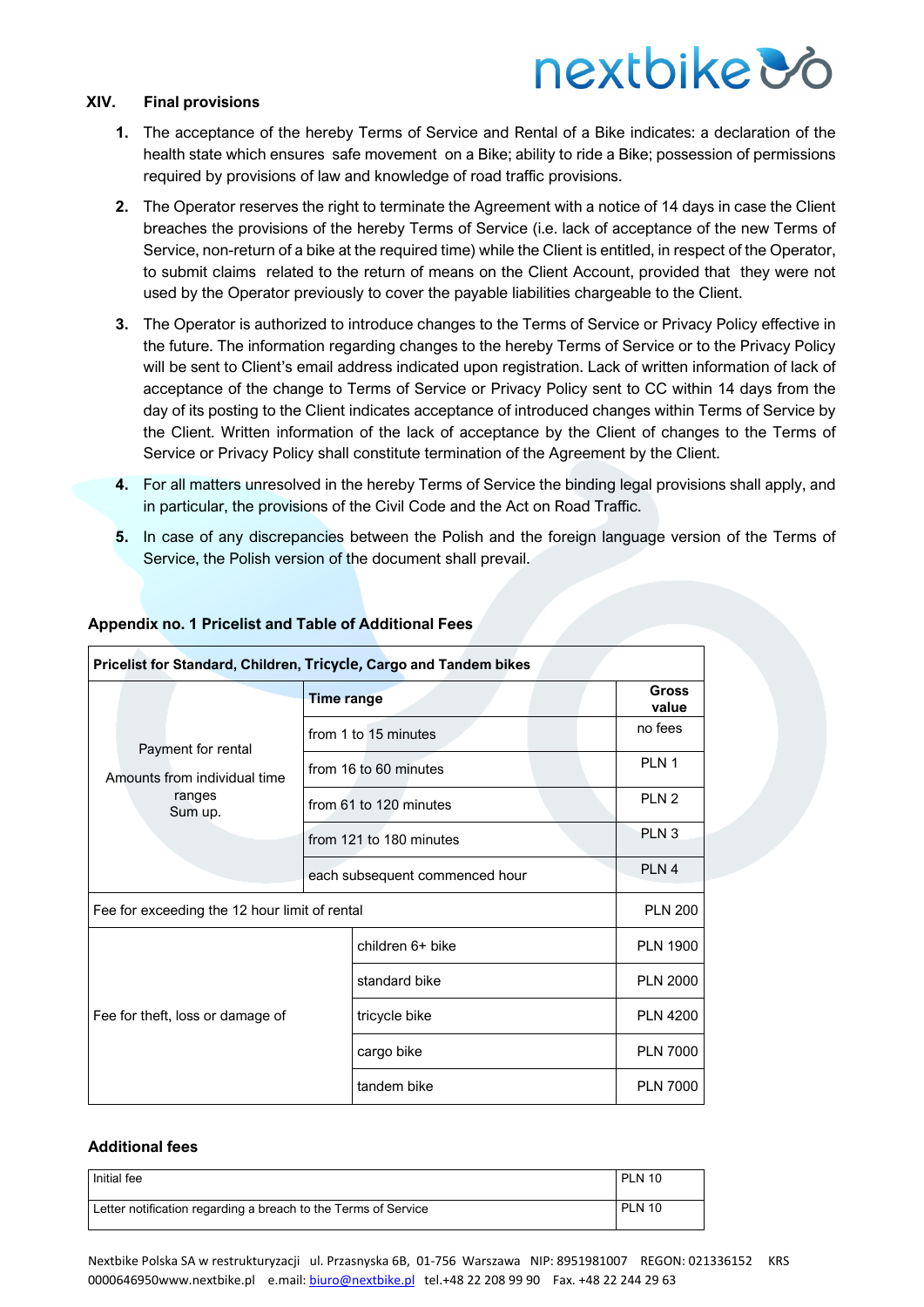## XIV. Final provisions

1. The acceptance of the hereby Terms of Service and Rental of a Bike indicates: a declaration of the health state which ensures safe movement on a Bike; ability to ride a Bike; possession of permissions required by provisions of law and knowledge of road traffic provisions.
2. The Operator reserves the right to terminate the Agreement with a notice of 14 days in case the Client breaches the provisions of the hereby Terms of Service (i.e. lack of acceptance of the new Terms of Service, non-return of a bike at the required time) while the Client is entitled, in respect of the Operator, to submit claims related to the return of means on the Client Account, provided that they were not used by the Operator previously to cover the payable liabilities chargeable to the Client.
3. The Operator is authorized to introduce changes to the Terms of Service or Privacy Policy effective in the future. The information regarding changes to the hereby Terms of Service or to the Privacy Policy will be sent to Client's email address indicated upon registration. Lack of written information of lack of acceptance of the change to Terms of Service or Privacy Policy sent to CC within 14 days from the day of its posting to the Client indicates acceptance of introduced changes within Terms of Service by the Client. Written information of the lack of acceptance by the Client of changes to the Terms of Service or Privacy Policy shall constitute termination of the Agreement by the Client.
4. For all matters unresolved in the hereby Terms of Service the binding legal provisions shall apply, and in particular, the provisions of the Civil Code and the Act on Road Traffic.
5. In case of any discrepancies between the Polish and the foreign language version of the Terms of Service, the Polish version of the document shall prevail.

### Appendix no. 1 Pricelist and Table of Additional Fees

| **Pricelist for Standard, Children, Tricycle, Cargo and Tandem bikes** | | |
|---|---|---|
| Payment for rental<br>Amounts from individual time ranges Sum up. | **Time range** | **Gross value** |
| | from 1 to 15 minutes | no fees |
| | from 16 to 60 minutes | PLN 1 |
| | from 61 to 120 minutes | PLN 2 |
| | from 121 to 180 minutes | PLN 3 |
| | each subsequent commenced hour | PLN 4 |
| Fee for exceeding the 12 hour limit of rental | | PLN 200 |
| Fee for theft, loss or damage of | children 6+ bike | PLN 1900 |
| | standard bike | PLN 2000 |
| | tricycle bike | PLN 4200 |
| | cargo bike | PLN 7000 |
| | tandem bike | PLN 7000 |

### Additional fees

| | |
|---|---|
| Initial fee | PLN 10 |
| Letter notification regarding a breach to the Terms of Service | PLN 10 |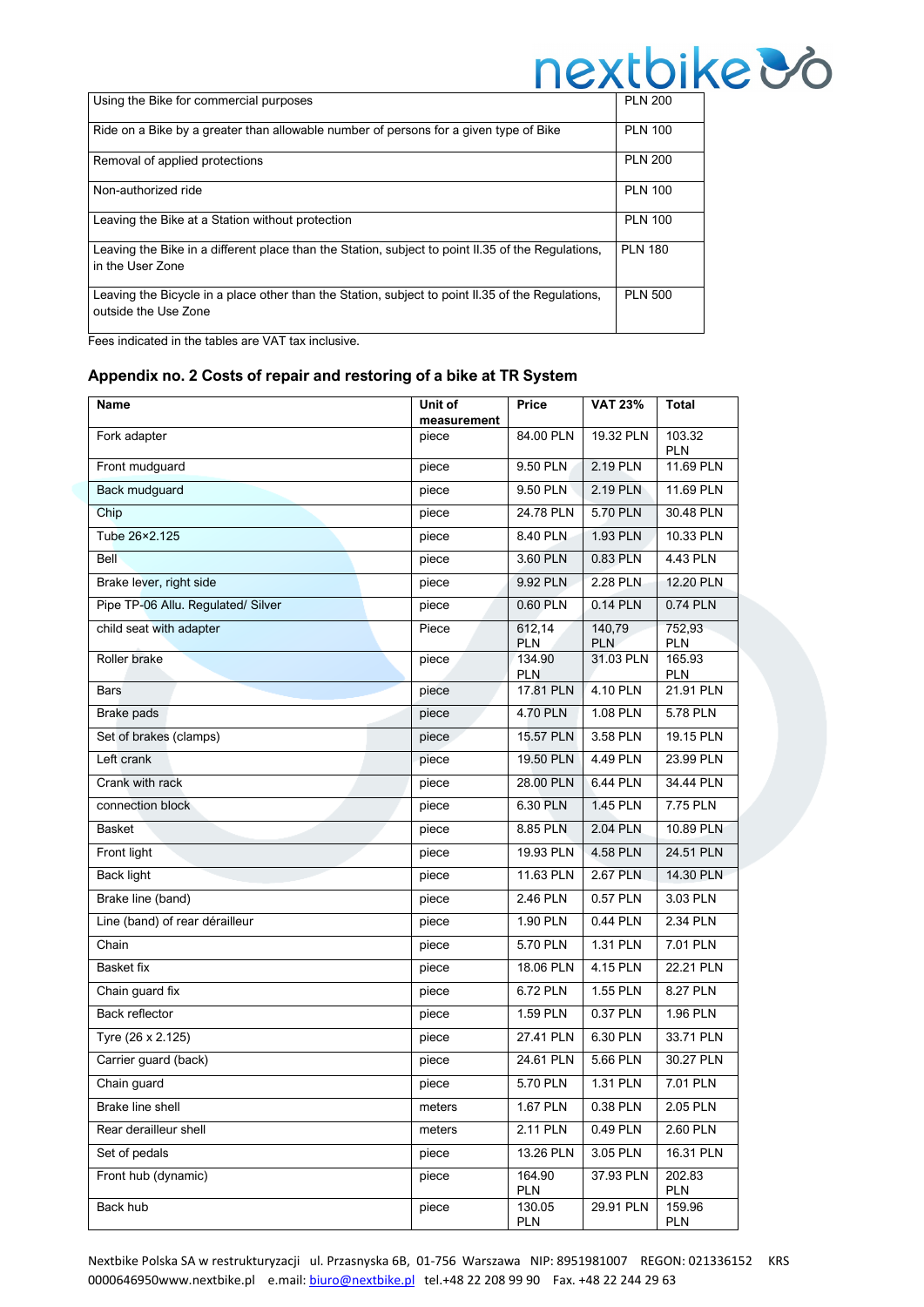| | |
|---|---|
| Using the Bike for commercial purposes | PLN 200 |
| Ride on a Bike by a greater than allowable number of persons for a given type of Bike | PLN 100 |
| Removal of applied protections | PLN 200 |
| Non-authorized ride | PLN 100 |
| Leaving the Bike at a Station without protection | PLN 100 |
| Leaving the Bike in a different place than the Station, subject to point II.35 of the Regulations, in the User Zone | PLN 180 |
| Leaving the Bicycle in a place other than the Station, subject to point II.35 of the Regulations, outside the Use Zone | PLN 500 |

Fees indicated in the tables are VAT tax inclusive.

## Appendix no. 2 Costs of repair and restoring of a bike at TR System

| Name | Unit of measurement | Price | VAT 23% | Total |
|---|---|---|---|---|
| Fork adapter | piece | 84.00 PLN | 19.32 PLN | 103.32 PLN |
| Front mudguard | piece | 9.50 PLN | 2.19 PLN | 11.69 PLN |
| Back mudguard | piece | 9.50 PLN | 2.19 PLN | 11.69 PLN |
| Chip | piece | 24.78 PLN | 5.70 PLN | 30.48 PLN |
| Tube 26×2.125 | piece | 8.40 PLN | 1.93 PLN | 10.33 PLN |
| Bell | piece | 3.60 PLN | 0.83 PLN | 4.43 PLN |
| Brake lever, right side | piece | 9.92 PLN | 2.28 PLN | 12.20 PLN |
| Pipe TP-06 Allu. Regulated/ Silver | piece | 0.60 PLN | 0.14 PLN | 0.74 PLN |
| child seat with adapter | Piece | 612,14 PLN | 140,79 PLN | 752,93 PLN |
| Roller brake | piece | 134.90 PLN | 31.03 PLN | 165.93 PLN |
| Bars | piece | 17.81 PLN | 4.10 PLN | 21.91 PLN |
| Brake pads | piece | 4.70 PLN | 1.08 PLN | 5.78 PLN |
| Set of brakes (clamps) | piece | 15.57 PLN | 3.58 PLN | 19.15 PLN |
| Left crank | piece | 19.50 PLN | 4.49 PLN | 23.99 PLN |
| Crank with rack | piece | 28.00 PLN | 6.44 PLN | 34.44 PLN |
| connection block | piece | 6.30 PLN | 1.45 PLN | 7.75 PLN |
| Basket | piece | 8.85 PLN | 2.04 PLN | 10.89 PLN |
| Front light | piece | 19.93 PLN | 4.58 PLN | 24.51 PLN |
| Back light | piece | 11.63 PLN | 2.67 PLN | 14.30 PLN |
| Brake line (band) | piece | 2.46 PLN | 0.57 PLN | 3.03 PLN |
| Line (band) of rear dérailleur | piece | 1.90 PLN | 0.44 PLN | 2.34 PLN |
| Chain | piece | 5.70 PLN | 1.31 PLN | 7.01 PLN |
| Basket fix | piece | 18.06 PLN | 4.15 PLN | 22.21 PLN |
| Chain guard fix | piece | 6.72 PLN | 1.55 PLN | 8.27 PLN |
| Back reflector | piece | 1.59 PLN | 0.37 PLN | 1.96 PLN |
| Tyre (26 x 2.125) | piece | 27.41 PLN | 6.30 PLN | 33.71 PLN |
| Carrier guard (back) | piece | 24.61 PLN | 5.66 PLN | 30.27 PLN |
| Chain guard | piece | 5.70 PLN | 1.31 PLN | 7.01 PLN |
| Brake line shell | meters | 1.67 PLN | 0.38 PLN | 2.05 PLN |
| Rear derailleur shell | meters | 2.11 PLN | 0.49 PLN | 2.60 PLN |
| Set of pedals | piece | 13.26 PLN | 3.05 PLN | 16.31 PLN |
| Front hub (dynamic) | piece | 164.90 PLN | 37.93 PLN | 202.83 PLN |
| Back hub | piece | 130.05 PLN | 29.91 PLN | 159.96 PLN |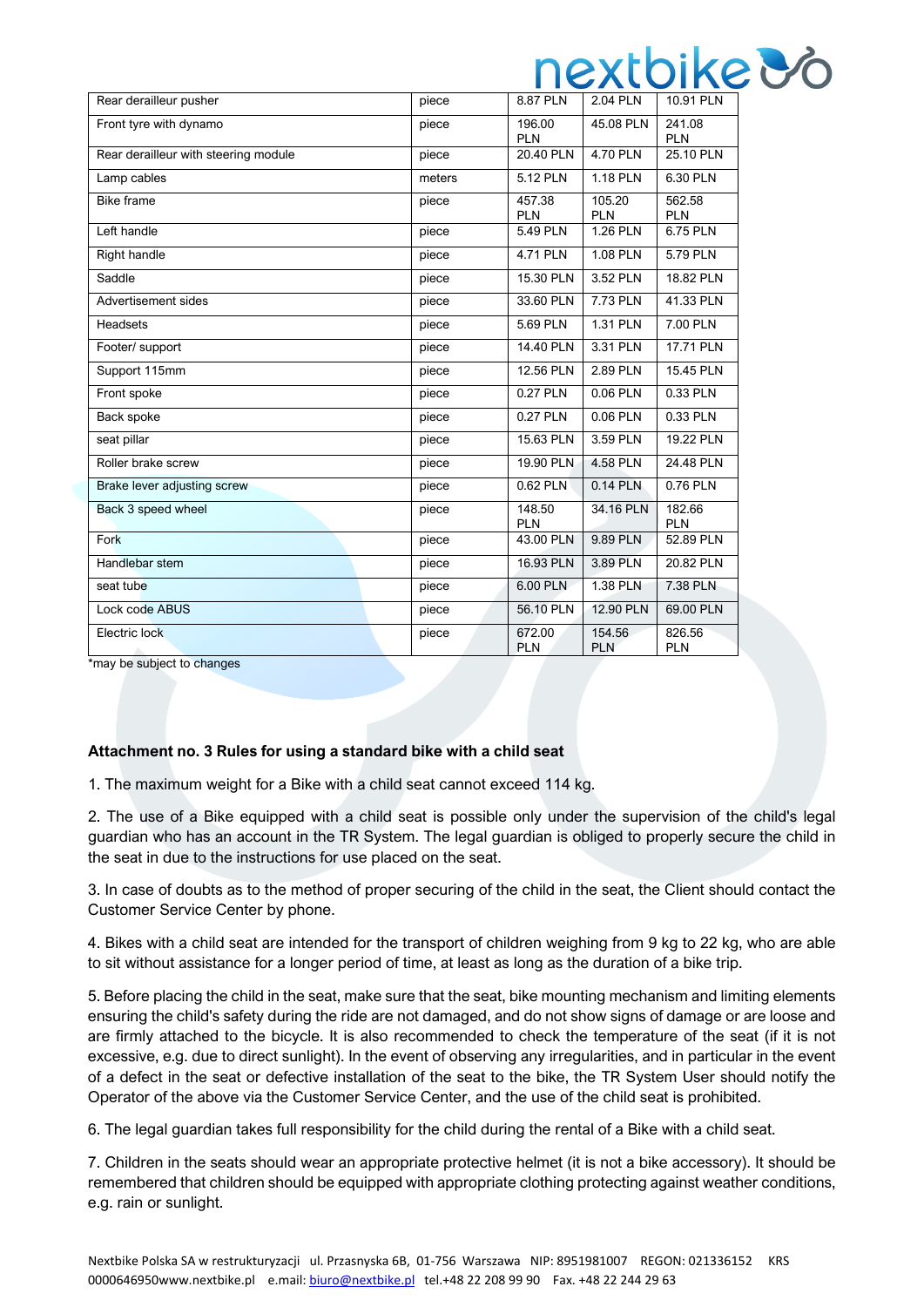| | | | | |
|---|---|---|---|---|
| Rear derailleur pusher | piece | 8.87 PLN | 2.04 PLN | 10.91 PLN |
| Front tyre with dynamo | piece | 196.00 PLN | 45.08 PLN | 241.08 PLN |
| Rear derailleur with steering module | piece | 20.40 PLN | 4.70 PLN | 25.10 PLN |
| Lamp cables | meters | 5.12 PLN | 1.18 PLN | 6.30 PLN |
| Bike frame | piece | 457.38 PLN | 105.20 PLN | 562.58 PLN |
| Left handle | piece | 5.49 PLN | 1.26 PLN | 6.75 PLN |
| Right handle | piece | 4.71 PLN | 1.08 PLN | 5.79 PLN |
| Saddle | piece | 15.30 PLN | 3.52 PLN | 18.82 PLN |
| Advertisement sides | piece | 33.60 PLN | 7.73 PLN | 41.33 PLN |
| Headsets | piece | 5.69 PLN | 1.31 PLN | 7.00 PLN |
| Footer/ support | piece | 14.40 PLN | 3.31 PLN | 17.71 PLN |
| Support 115mm | piece | 12.56 PLN | 2.89 PLN | 15.45 PLN |
| Front spoke | piece | 0.27 PLN | 0.06 PLN | 0.33 PLN |
| Back spoke | piece | 0.27 PLN | 0.06 PLN | 0.33 PLN |
| seat pillar | piece | 15.63 PLN | 3.59 PLN | 19.22 PLN |
| Roller brake screw | piece | 19.90 PLN | 4.58 PLN | 24.48 PLN |
| Brake lever adjusting screw | piece | 0.62 PLN | 0.14 PLN | 0.76 PLN |
| Back 3 speed wheel | piece | 148.50 PLN | 34.16 PLN | 182.66 PLN |
| Fork | piece | 43.00 PLN | 9.89 PLN | 52.89 PLN |
| Handlebar stem | piece | 16.93 PLN | 3.89 PLN | 20.82 PLN |
| seat tube | piece | 6.00 PLN | 1.38 PLN | 7.38 PLN |
| Lock code ABUS | piece | 56.10 PLN | 12.90 PLN | 69.00 PLN |
| Electric lock | piece | 672.00 PLN | 154.56 PLN | 826.56 PLN |

*may be subject to changes

**Attachment no. 3 Rules for using a standard bike with a child seat**

1. The maximum weight for a Bike with a child seat cannot exceed 114 kg.

2. The use of a Bike equipped with a child seat is possible only under the supervision of the child's legal guardian who has an account in the TR System. The legal guardian is obliged to properly secure the child in the seat in due to the instructions for use placed on the seat.

3. In case of doubts as to the method of proper securing of the child in the seat, the Client should contact the Customer Service Center by phone.

4. Bikes with a child seat are intended for the transport of children weighing from 9 kg to 22 kg, who are able to sit without assistance for a longer period of time, at least as long as the duration of a bike trip.

5. Before placing the child in the seat, make sure that the seat, bike mounting mechanism and limiting elements ensuring the child's safety during the ride are not damaged, and do not show signs of damage or are loose and are firmly attached to the bicycle. It is also recommended to check the temperature of the seat (if it is not excessive, e.g. due to direct sunlight). In the event of observing any irregularities, and in particular in the event of a defect in the seat or defective installation of the seat to the bike, the TR System User should notify the Operator of the above via the Customer Service Center, and the use of the child seat is prohibited.

6. The legal guardian takes full responsibility for the child during the rental of a Bike with a child seat.

7. Children in the seats should wear an appropriate protective helmet (it is not a bike accessory). It should be remembered that children should be equipped with appropriate clothing protecting against weather conditions, e.g. rain or sunlight.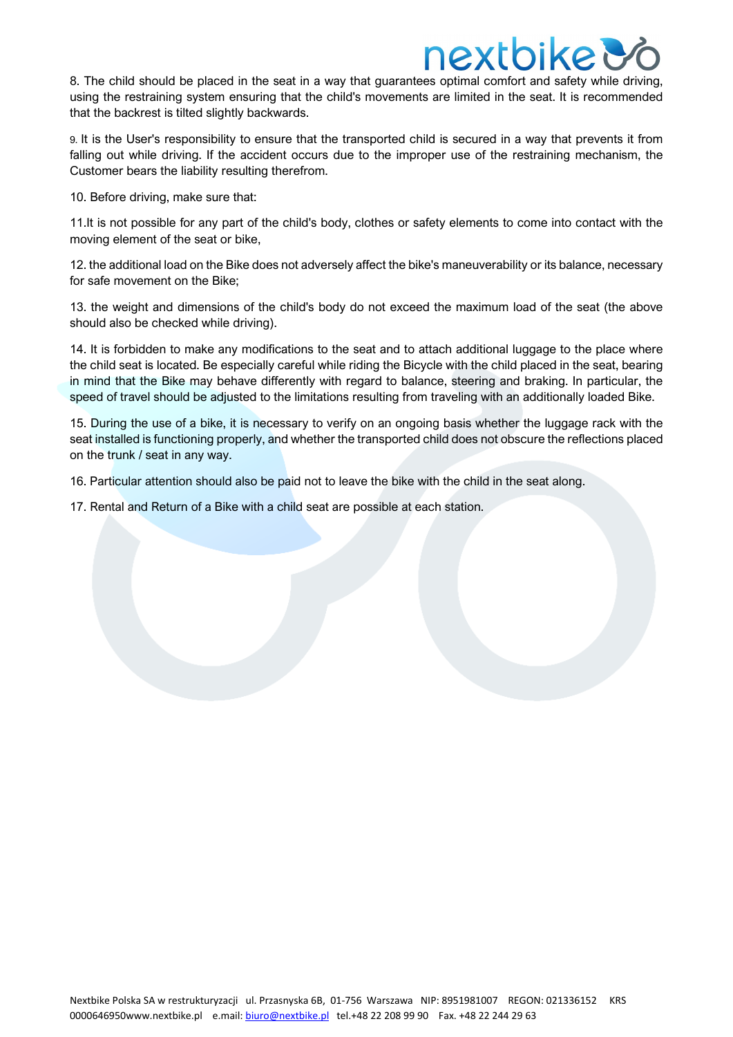8. The child should be placed in the seat in a way that guarantees optimal comfort and safety while driving, using the restraining system ensuring that the child's movements are limited in the seat. It is recommended that the backrest is tilted slightly backwards.

9. It is the User's responsibility to ensure that the transported child is secured in a way that prevents it from falling out while driving. If the accident occurs due to the improper use of the restraining mechanism, the Customer bears the liability resulting therefrom.

10. Before driving, make sure that:

11.It is not possible for any part of the child's body, clothes or safety elements to come into contact with the moving element of the seat or bike,

12. the additional load on the Bike does not adversely affect the bike's maneuverability or its balance, necessary for safe movement on the Bike;

13. the weight and dimensions of the child's body do not exceed the maximum load of the seat (the above should also be checked while driving).

14. It is forbidden to make any modifications to the seat and to attach additional luggage to the place where the child seat is located. Be especially careful while riding the Bicycle with the child placed in the seat, bearing in mind that the Bike may behave differently with regard to balance, steering and braking. In particular, the speed of travel should be adjusted to the limitations resulting from traveling with an additionally loaded Bike.

15. During the use of a bike, it is necessary to verify on an ongoing basis whether the luggage rack with the seat installed is functioning properly, and whether the transported child does not obscure the reflections placed on the trunk / seat in any way.

16. Particular attention should also be paid not to leave the bike with the child in the seat along.

17. Rental and Return of a Bike with a child seat are possible at each station.